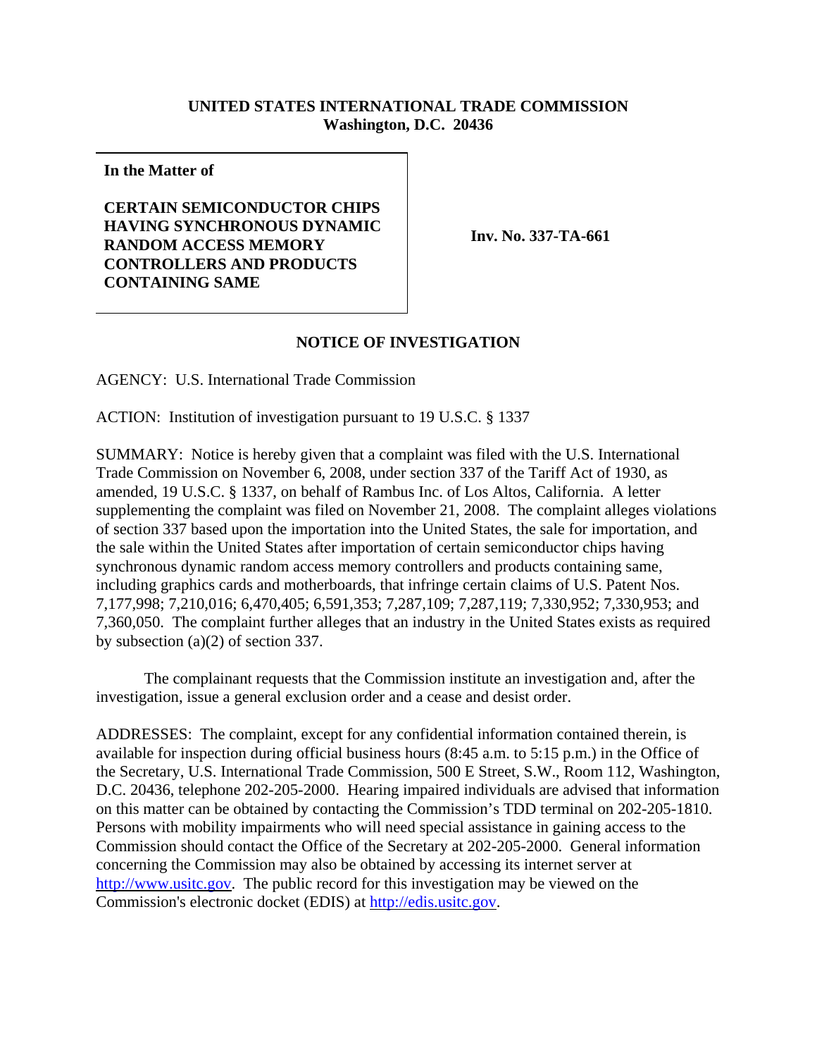**UNITED STATES INTERNATIONAL TRADE COMMISSION**
**Washington, D.C. 20436**

**In the Matter of**

**CERTAIN SEMICONDUCTOR CHIPS HAVING SYNCHRONOUS DYNAMIC RANDOM ACCESS MEMORY CONTROLLERS AND PRODUCTS CONTAINING SAME**

**Inv. No. 337-TA-661**

## NOTICE OF INVESTIGATION

AGENCY: U.S. International Trade Commission

ACTION: Institution of investigation pursuant to 19 U.S.C. § 1337

SUMMARY: Notice is hereby given that a complaint was filed with the U.S. International Trade Commission on November 6, 2008, under section 337 of the Tariff Act of 1930, as amended, 19 U.S.C. § 1337, on behalf of Rambus Inc. of Los Altos, California. A letter supplementing the complaint was filed on November 21, 2008. The complaint alleges violations of section 337 based upon the importation into the United States, the sale for importation, and the sale within the United States after importation of certain semiconductor chips having synchronous dynamic random access memory controllers and products containing same, including graphics cards and motherboards, that infringe certain claims of U.S. Patent Nos. 7,177,998; 7,210,016; 6,470,405; 6,591,353; 7,287,109; 7,287,119; 7,330,952; 7,330,953; and 7,360,050. The complaint further alleges that an industry in the United States exists as required by subsection (a)(2) of section 337.

The complainant requests that the Commission institute an investigation and, after the investigation, issue a general exclusion order and a cease and desist order.

ADDRESSES: The complaint, except for any confidential information contained therein, is available for inspection during official business hours (8:45 a.m. to 5:15 p.m.) in the Office of the Secretary, U.S. International Trade Commission, 500 E Street, S.W., Room 112, Washington, D.C. 20436, telephone 202-205-2000. Hearing impaired individuals are advised that information on this matter can be obtained by contacting the Commission's TDD terminal on 202-205-1810. Persons with mobility impairments who will need special assistance in gaining access to the Commission should contact the Office of the Secretary at 202-205-2000. General information concerning the Commission may also be obtained by accessing its internet server at http://www.usitc.gov. The public record for this investigation may be viewed on the Commission's electronic docket (EDIS) at http://edis.usitc.gov.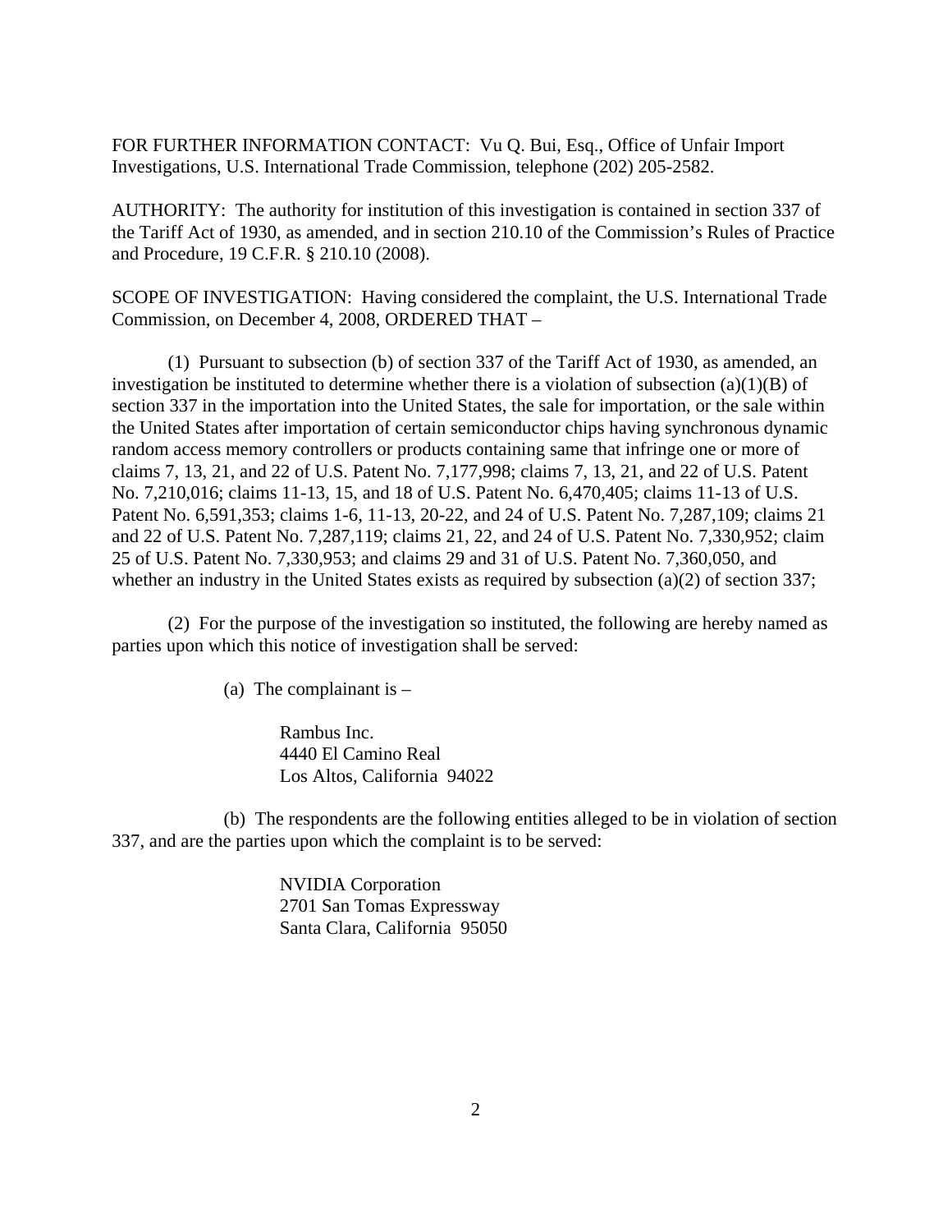FOR FURTHER INFORMATION CONTACT: Vu Q. Bui, Esq., Office of Unfair Import Investigations, U.S. International Trade Commission, telephone (202) 205-2582.

AUTHORITY: The authority for institution of this investigation is contained in section 337 of the Tariff Act of 1930, as amended, and in section 210.10 of the Commission's Rules of Practice and Procedure, 19 C.F.R. § 210.10 (2008).

SCOPE OF INVESTIGATION: Having considered the complaint, the U.S. International Trade Commission, on December 4, 2008, ORDERED THAT –

(1) Pursuant to subsection (b) of section 337 of the Tariff Act of 1930, as amended, an investigation be instituted to determine whether there is a violation of subsection (a)(1)(B) of section 337 in the importation into the United States, the sale for importation, or the sale within the United States after importation of certain semiconductor chips having synchronous dynamic random access memory controllers or products containing same that infringe one or more of claims 7, 13, 21, and 22 of U.S. Patent No. 7,177,998; claims 7, 13, 21, and 22 of U.S. Patent No. 7,210,016; claims 11-13, 15, and 18 of U.S. Patent No. 6,470,405; claims 11-13 of U.S. Patent No. 6,591,353; claims 1-6, 11-13, 20-22, and 24 of U.S. Patent No. 7,287,109; claims 21 and 22 of U.S. Patent No. 7,287,119; claims 21, 22, and 24 of U.S. Patent No. 7,330,952; claim 25 of U.S. Patent No. 7,330,953; and claims 29 and 31 of U.S. Patent No. 7,360,050, and whether an industry in the United States exists as required by subsection (a)(2) of section 337;

(2) For the purpose of the investigation so instituted, the following are hereby named as parties upon which this notice of investigation shall be served:

(a) The complainant is –

Rambus Inc.
4440 El Camino Real
Los Altos, California 94022

(b) The respondents are the following entities alleged to be in violation of section 337, and are the parties upon which the complaint is to be served:

NVIDIA Corporation
2701 San Tomas Expressway
Santa Clara, California 95050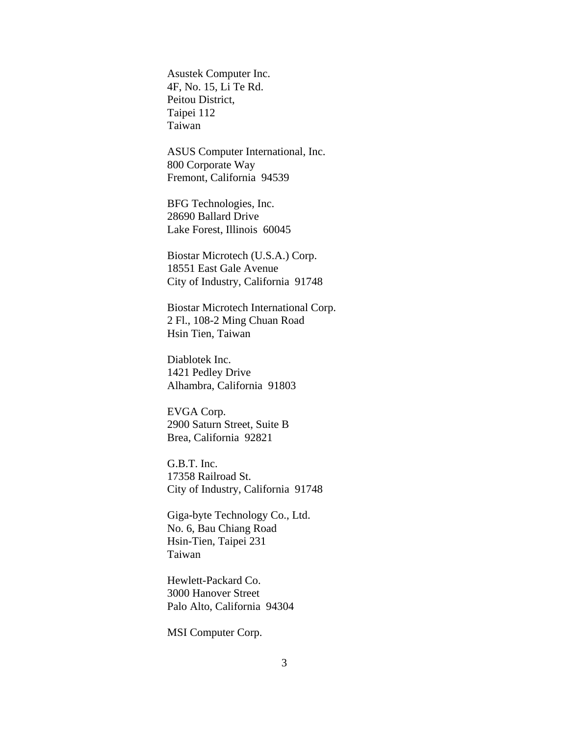Asustek Computer Inc.
4F, No. 15, Li Te Rd.
Peitou District,
Taipei 112
Taiwan

ASUS Computer International, Inc.
800 Corporate Way
Fremont, California 94539

BFG Technologies, Inc.
28690 Ballard Drive
Lake Forest, Illinois 60045

Biostar Microtech (U.S.A.) Corp.
18551 East Gale Avenue
City of Industry, California 91748

Biostar Microtech International Corp.
2 Fl., 108-2 Ming Chuan Road
Hsin Tien, Taiwan

Diablotek Inc.
1421 Pedley Drive
Alhambra, California 91803

EVGA Corp.
2900 Saturn Street, Suite B
Brea, California 92821

G.B.T. Inc.
17358 Railroad St.
City of Industry, California 91748

Giga-byte Technology Co., Ltd.
No. 6, Bau Chiang Road
Hsin-Tien, Taipei 231
Taiwan

Hewlett-Packard Co.
3000 Hanover Street
Palo Alto, California 94304

MSI Computer Corp.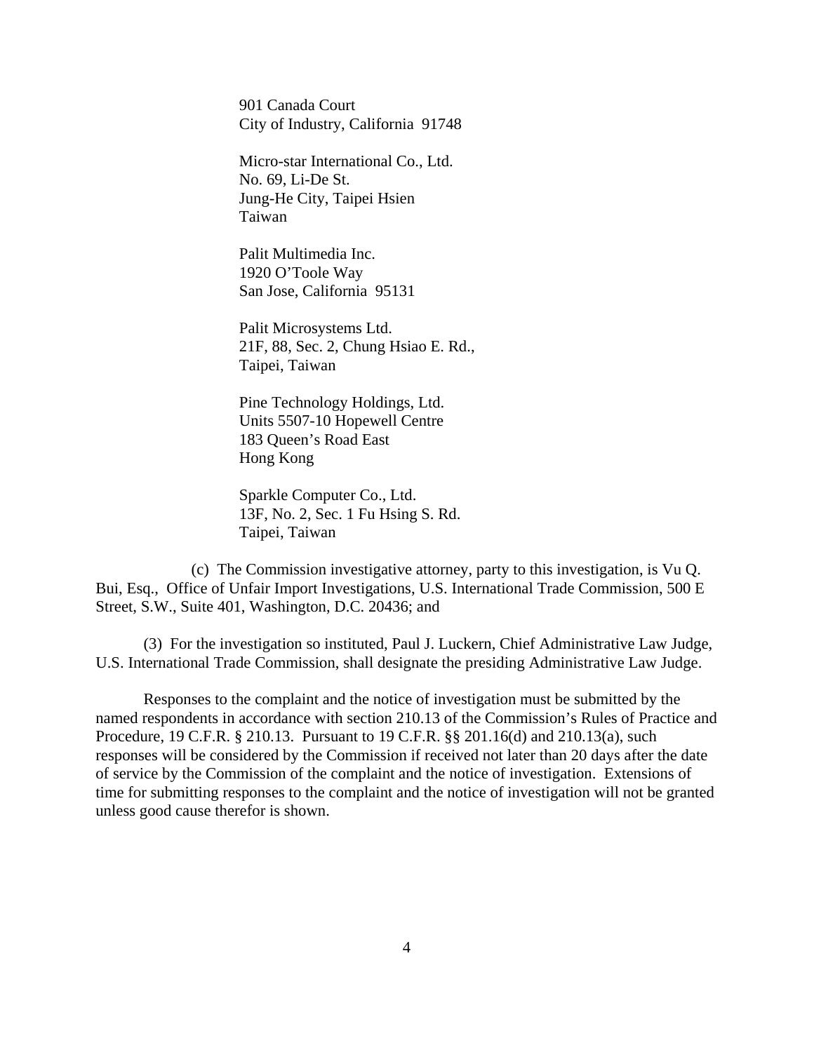901 Canada Court
City of Industry, California 91748

Micro-star International Co., Ltd.
No. 69, Li-De St.
Jung-He City, Taipei Hsien
Taiwan

Palit Multimedia Inc.
1920 O'Toole Way
San Jose, California 95131

Palit Microsystems Ltd.
21F, 88, Sec. 2, Chung Hsiao E. Rd.,
Taipei, Taiwan

Pine Technology Holdings, Ltd.
Units 5507-10 Hopewell Centre
183 Queen's Road East
Hong Kong

Sparkle Computer Co., Ltd.
13F, No. 2, Sec. 1 Fu Hsing S. Rd.
Taipei, Taiwan

(c) The Commission investigative attorney, party to this investigation, is Vu Q. Bui, Esq., Office of Unfair Import Investigations, U.S. International Trade Commission, 500 E Street, S.W., Suite 401, Washington, D.C. 20436; and

(3) For the investigation so instituted, Paul J. Luckern, Chief Administrative Law Judge, U.S. International Trade Commission, shall designate the presiding Administrative Law Judge.

Responses to the complaint and the notice of investigation must be submitted by the named respondents in accordance with section 210.13 of the Commission's Rules of Practice and Procedure, 19 C.F.R. § 210.13. Pursuant to 19 C.F.R. §§ 201.16(d) and 210.13(a), such responses will be considered by the Commission if received not later than 20 days after the date of service by the Commission of the complaint and the notice of investigation. Extensions of time for submitting responses to the complaint and the notice of investigation will not be granted unless good cause therefor is shown.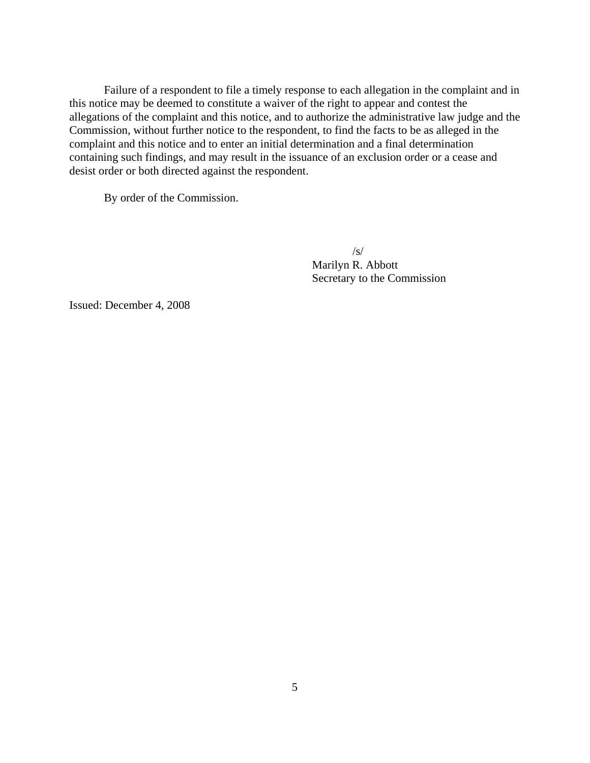Failure of a respondent to file a timely response to each allegation in the complaint and in this notice may be deemed to constitute a waiver of the right to appear and contest the allegations of the complaint and this notice, and to authorize the administrative law judge and the Commission, without further notice to the respondent, to find the facts to be as alleged in the complaint and this notice and to enter an initial determination and a final determination containing such findings, and may result in the issuance of an exclusion order or a cease and desist order or both directed against the respondent.

By order of the Commission.

/s/
Marilyn R. Abbott
Secretary to the Commission

Issued: December 4, 2008